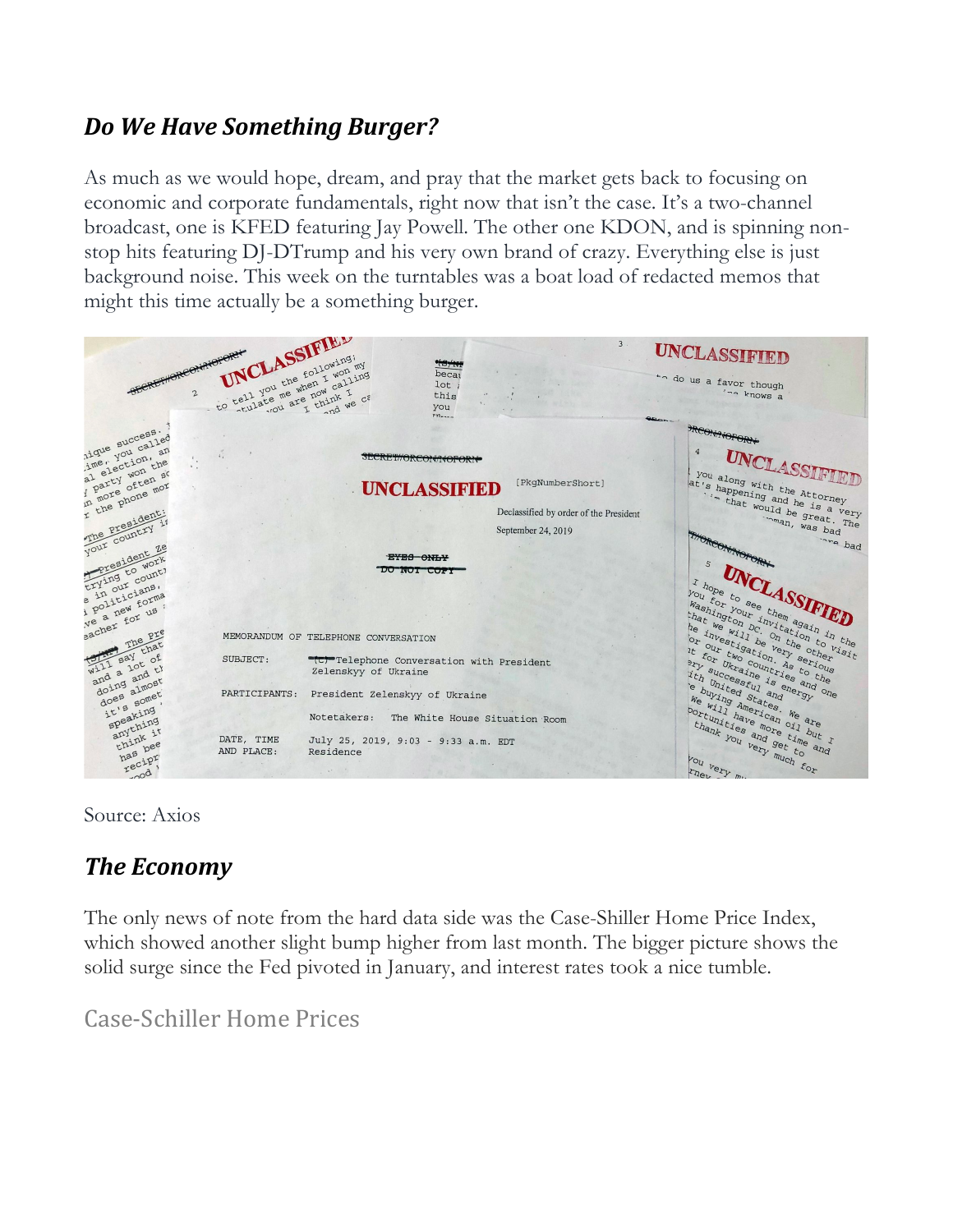## *Do We Have Something Burger?*

As much as we would hope, dream, and pray that the market gets back to focusing on economic and corporate fundamentals, right now that isn't the case. It's a two-channel broadcast, one is KFED featuring Jay Powell. The other one KDON, and is spinning non-stop hits featuring DJ-DTrump and his very own brand of crazy. Everything else is just background noise. This week on the turntables was a boat load of redacted memos that might this time actually be a something burger.

Source: Axios

## *The Economy*

The only news of note from the hard data side was the Case-Shiller Home Price Index, which showed another slight bump higher from last month. The bigger picture shows the solid surge since the Fed pivoted in January, and interest rates took a nice tumble.

### Case-Schiller Home Prices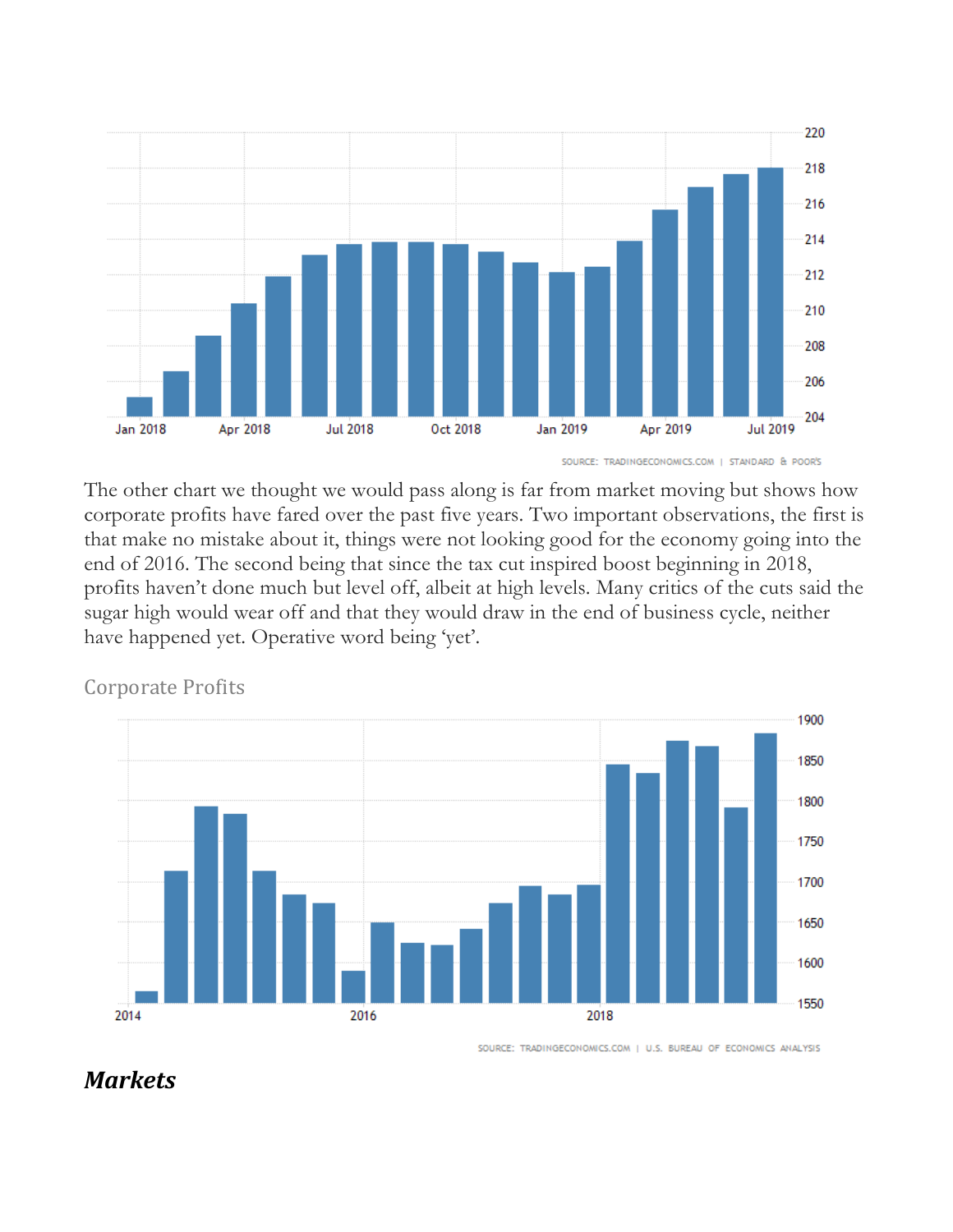The other chart we thought we would pass along is far from market moving but shows how corporate profits have fared over the past five years. Two important observations, the first is that make no mistake about it, things were not looking good for the economy going into the end of 2016. The second being that since the tax cut inspired boost beginning in 2018, profits haven't done much but level off, albeit at high levels. Many critics of the cuts said the sugar high would wear off and that they would draw in the end of business cycle, neither have happened yet. Operative word being 'yet'.

Corporate Profits

## *Markets*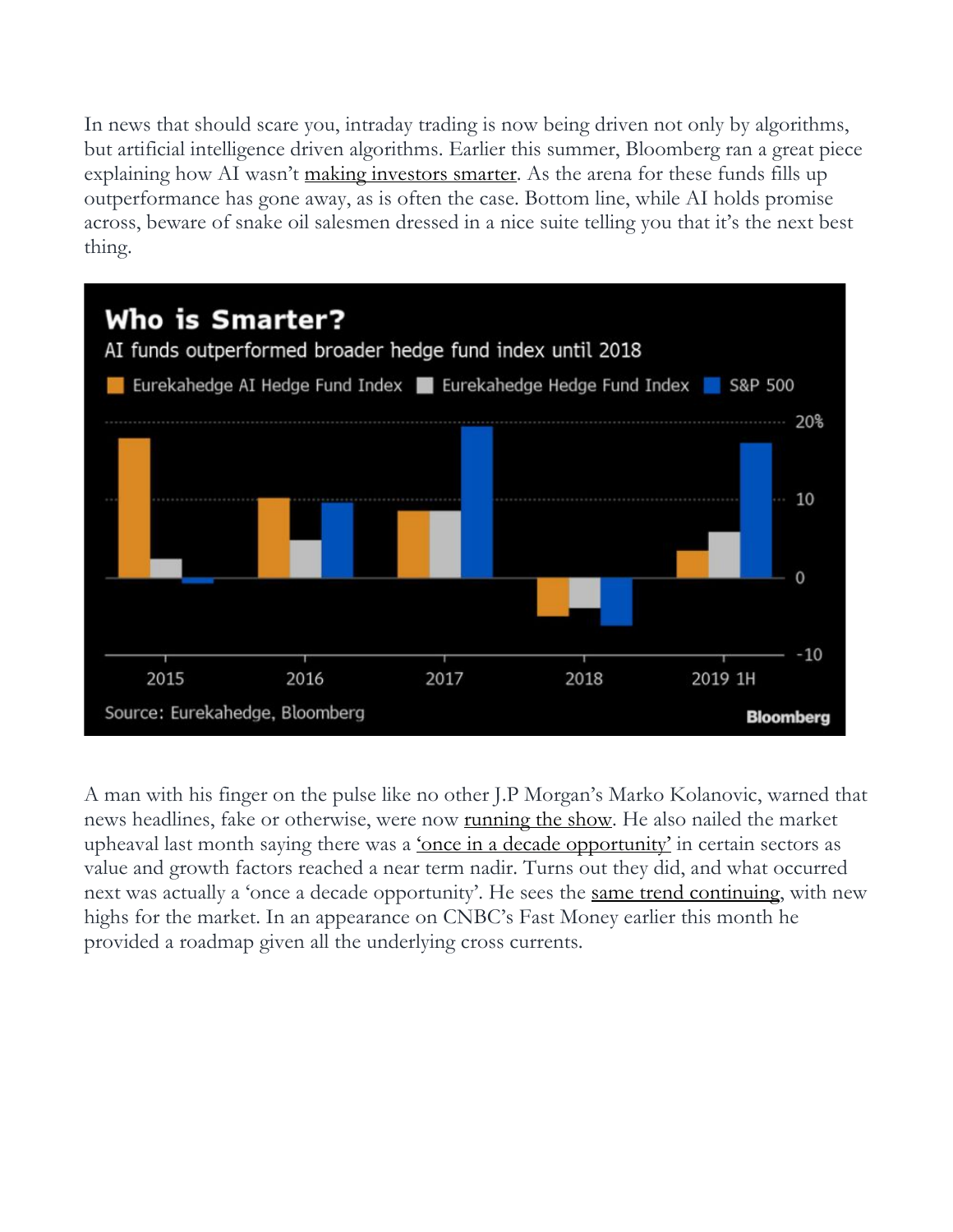In news that should scare you, intraday trading is now being driven not only by algorithms, but artificial intelligence driven algorithms. Earlier this summer, Bloomberg ran a great piece explaining how AI wasn't making investors smarter. As the arena for these funds fills up outperformance has gone away, as is often the case. Bottom line, while AI holds promise across, beware of snake oil salesmen dressed in a nice suite telling you that it's the next best thing.

A man with his finger on the pulse like no other J.P Morgan's Marko Kolanovic, warned that news headlines, fake or otherwise, were now running the show. He also nailed the market upheaval last month saying there was a 'once in a decade opportunity' in certain sectors as value and growth factors reached a near term nadir. Turns out they did, and what occurred next was actually a 'once a decade opportunity'. He sees the same trend continuing, with new highs for the market. In an appearance on CNBC's Fast Money earlier this month he provided a roadmap given all the underlying cross currents.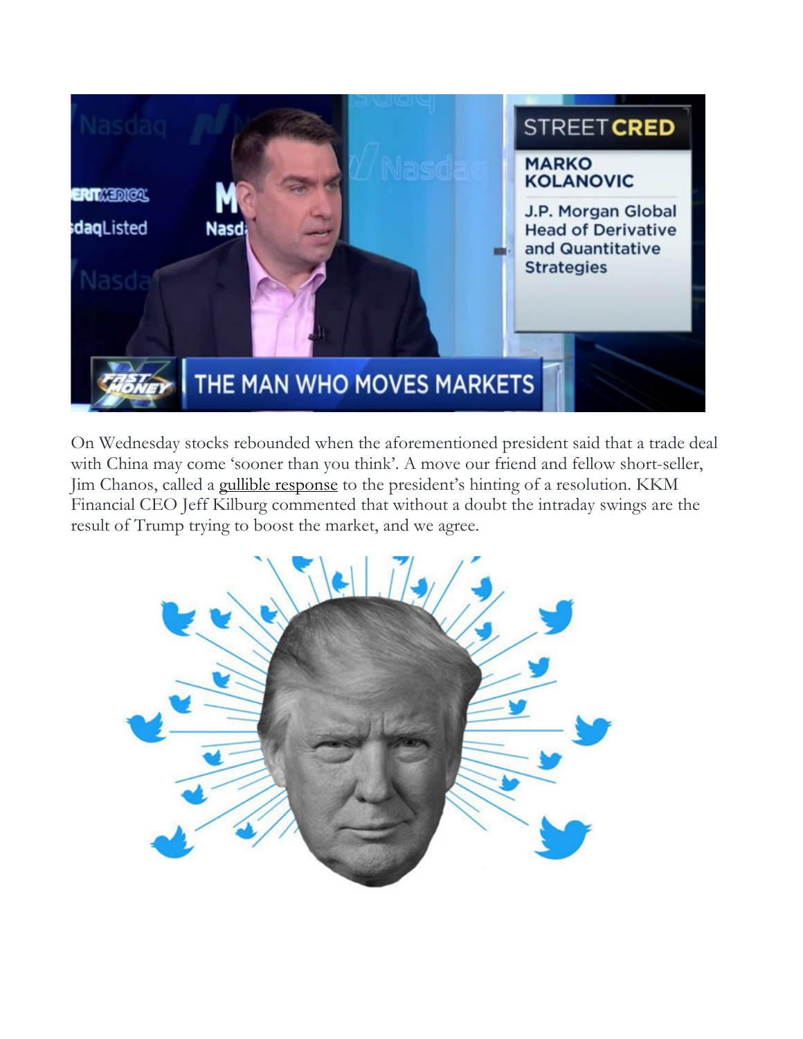On Wednesday stocks rebounded when the aforementioned president said that a trade deal with China may come 'sooner than you think'. A move our friend and fellow short-seller, Jim Chanos, called a gullible response to the president's hinting of a resolution. KKM Financial CEO Jeff Kilburg commented that without a doubt the intraday swings are the result of Trump trying to boost the market, and we agree.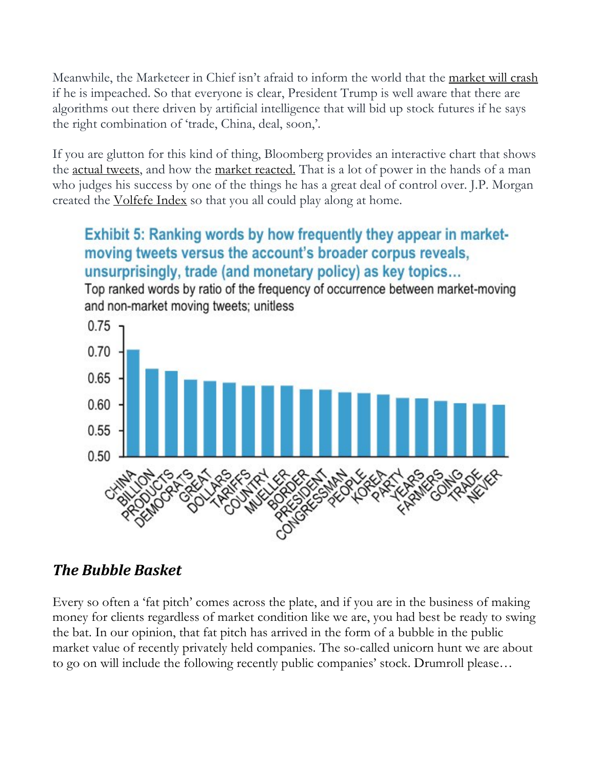Meanwhile, the Marketeer in Chief isn't afraid to inform the world that the market will crash if he is impeached. So that everyone is clear, President Trump is well aware that there are algorithms out there driven by artificial intelligence that will bid up stock futures if he says the right combination of 'trade, China, deal, soon,'.

If you are glutton for this kind of thing, Bloomberg provides an interactive chart that shows the actual tweets, and how the market reacted. That is a lot of power in the hands of a man who judges his success by one of the things he has a great deal of control over. J.P. Morgan created the Volfefe Index so that you all could play along at home.

**Exhibit 5: Ranking words by how frequently they appear in market-moving tweets versus the account's broader corpus reveals, unsurprisingly, trade (and monetary policy) as key topics...**

Top ranked words by ratio of the frequency of occurrence between market-moving and non-market moving tweets; unitless

| Word | Ratio (approx.) |
| --- | --- |
| CHINA | 0.70 |
| BILLION | 0.67 |
| PRODUCTS | 0.66 |
| DEMOCRATS | 0.65 |
| GREAT | 0.64 |
| DOLLARS | 0.64 |
| TARIFFS | 0.64 |
| COUNTRY | 0.64 |
| MUELLER | 0.64 |
| BORDER | 0.63 |
| PRESIDENT | 0.63 |
| CONGRESSMAN | 0.62 |
| PEOPLE | 0.62 |
| KOREA | 0.62 |
| PARTY | 0.61 |
| YEARS | 0.61 |
| FARMERS | 0.61 |
| GOING | 0.60 |
| TRADE | 0.60 |
| NEVER | 0.60 |

## *The Bubble Basket*

Every so often a 'fat pitch' comes across the plate, and if you are in the business of making money for clients regardless of market condition like we are, you had best be ready to swing the bat. In our opinion, that fat pitch has arrived in the form of a bubble in the public market value of recently privately held companies. The so-called unicorn hunt we are about to go on will include the following recently public companies' stock. Drumroll please…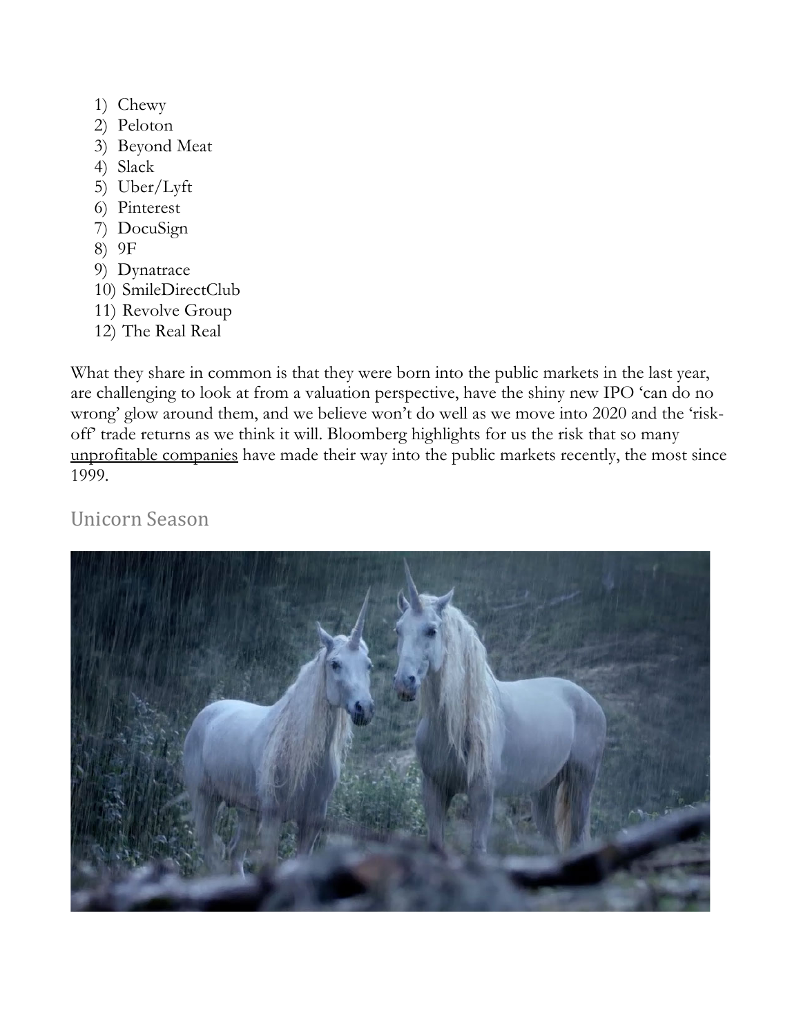1) Chewy
2) Peloton
3) Beyond Meat
4) Slack
5) Uber/Lyft
6) Pinterest
7) DocuSign
8) 9F
9) Dynatrace
10) SmileDirectClub
11) Revolve Group
12) The Real Real

What they share in common is that they were born into the public markets in the last year, are challenging to look at from a valuation perspective, have the shiny new IPO 'can do no wrong' glow around them, and we believe won't do well as we move into 2020 and the 'risk-off' trade returns as we think it will. Bloomberg highlights for us the risk that so many unprofitable companies have made their way into the public markets recently, the most since 1999.

## Unicorn Season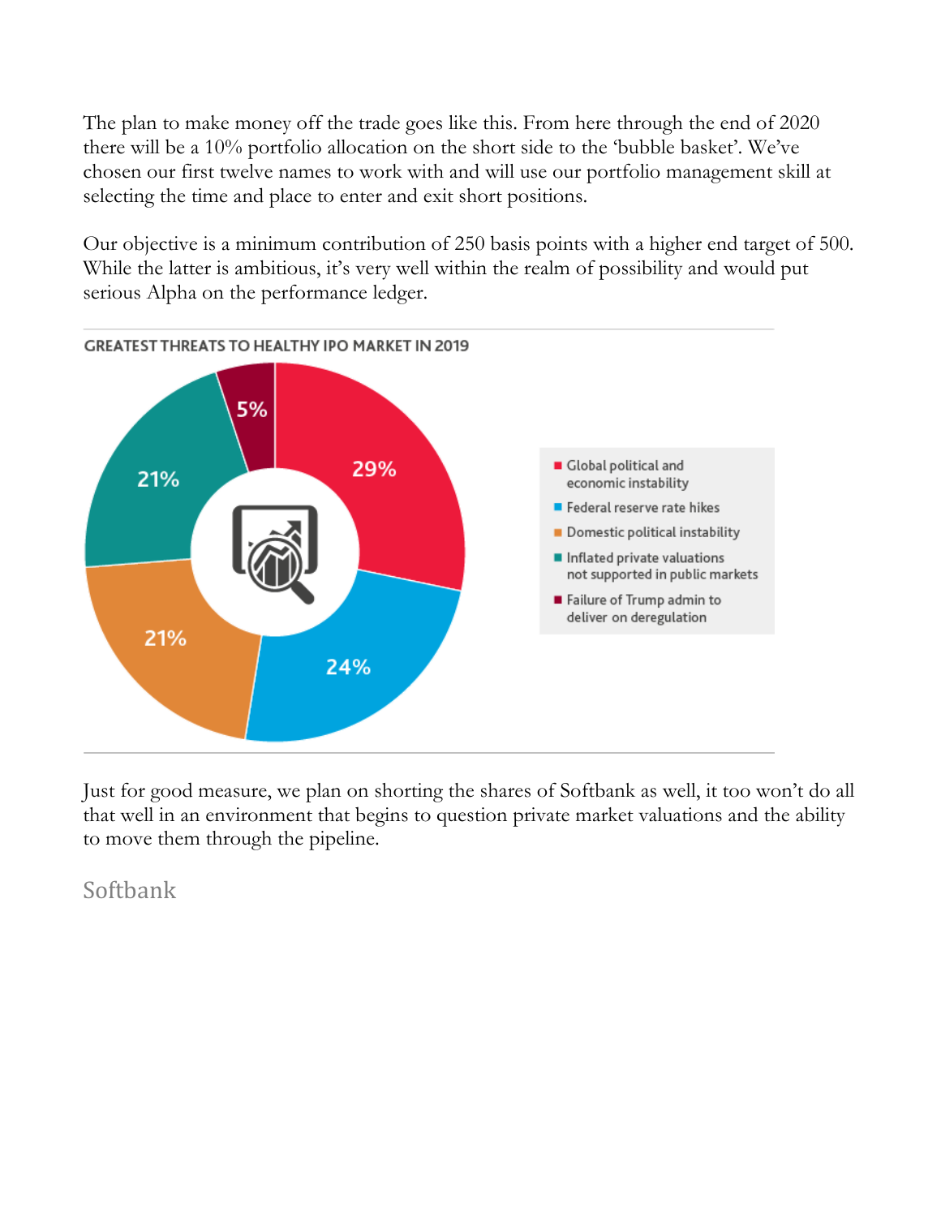The plan to make money off the trade goes like this. From here through the end of 2020 there will be a 10% portfolio allocation on the short side to the 'bubble basket'. We've chosen our first twelve names to work with and will use our portfolio management skill at selecting the time and place to enter and exit short positions.

Our objective is a minimum contribution of 250 basis points with a higher end target of 500. While the latter is ambitious, it's very well within the realm of possibility and would put serious Alpha on the performance ledger.

**GREATEST THREATS TO HEALTHY IPO MARKET IN 2019**

| Threat | Share |
| --- | --- |
| Global political and economic instability | 29% |
| Federal reserve rate hikes | 24% |
| Domestic political instability | 21% |
| Inflated private valuations not supported in public markets | 21% |
| Failure of Trump admin to deliver on deregulation | 5% |

Just for good measure, we plan on shorting the shares of Softbank as well, it too won't do all that well in an environment that begins to question private market valuations and the ability to move them through the pipeline.

## Softbank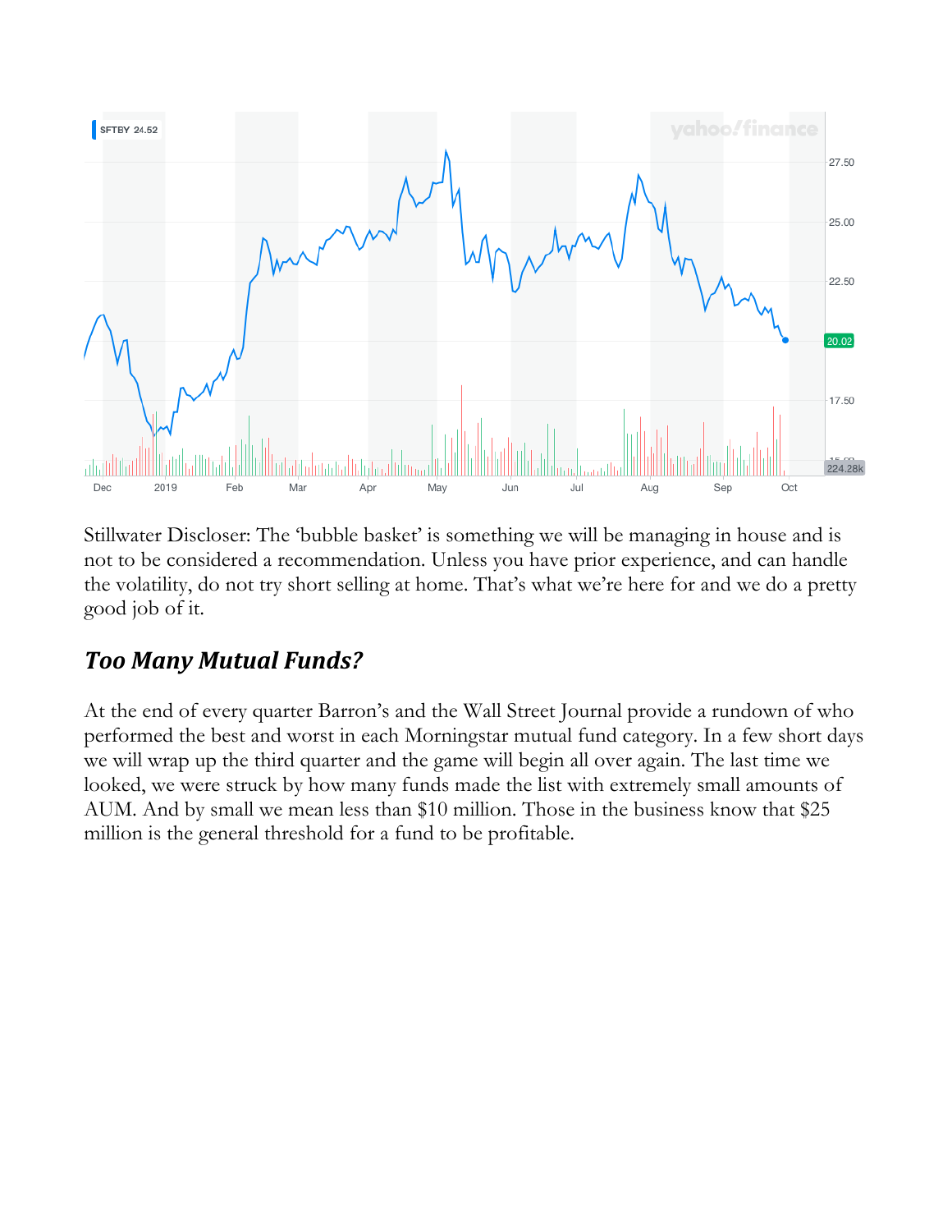Stillwater Discloser: The 'bubble basket' is something we will be managing in house and is not to be considered a recommendation. Unless you have prior experience, and can handle the volatility, do not try short selling at home. That's what we're here for and we do a pretty good job of it.

## *Too Many Mutual Funds?*

At the end of every quarter Barron's and the Wall Street Journal provide a rundown of who performed the best and worst in each Morningstar mutual fund category. In a few short days we will wrap up the third quarter and the game will begin all over again. The last time we looked, we were struck by how many funds made the list with extremely small amounts of AUM. And by small we mean less than $10 million. Those in the business know that $25 million is the general threshold for a fund to be profitable.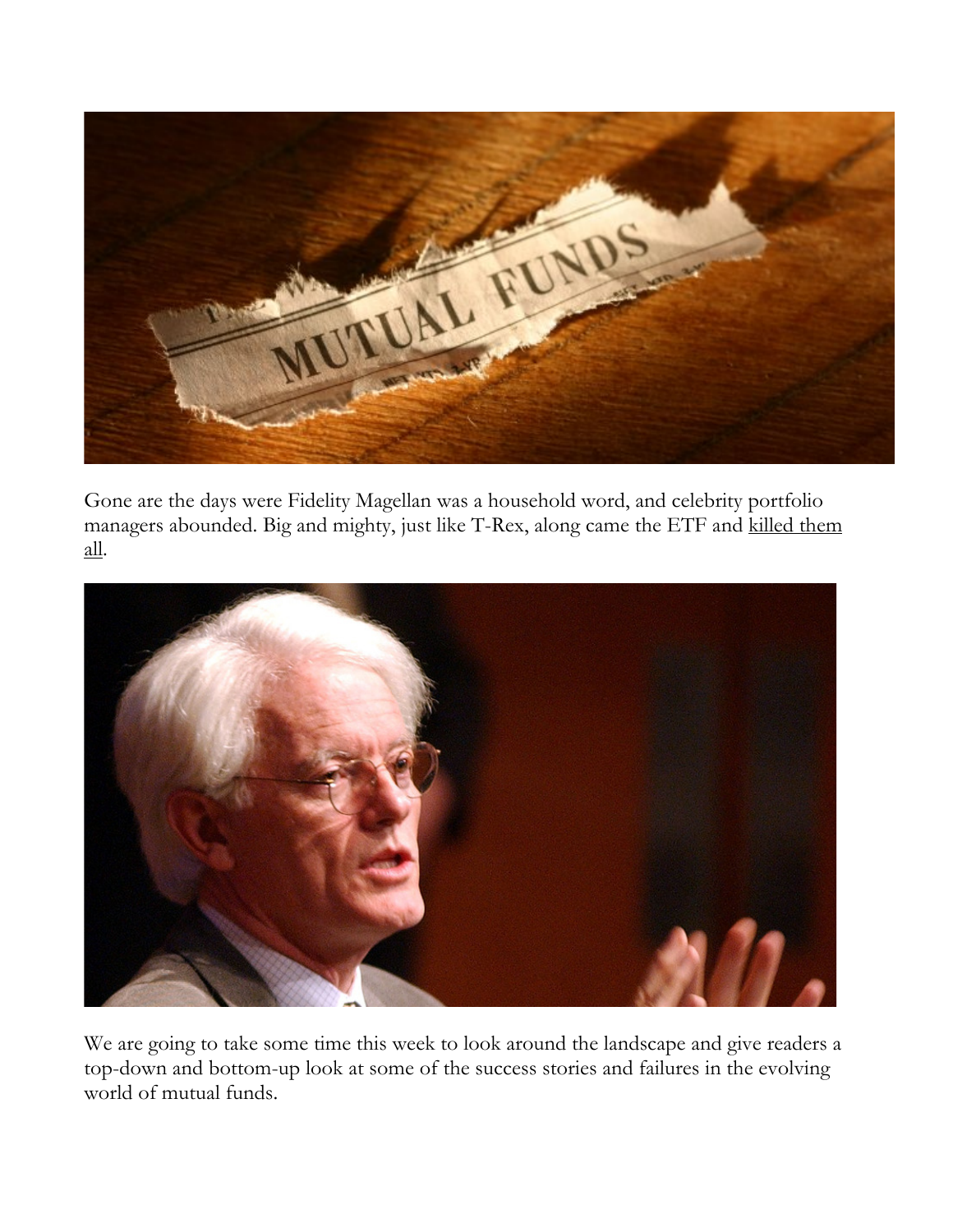Gone are the days were Fidelity Magellan was a household word, and celebrity portfolio managers abounded. Big and mighty, just like T-Rex, along came the ETF and killed them all.

We are going to take some time this week to look around the landscape and give readers a top-down and bottom-up look at some of the success stories and failures in the evolving world of mutual funds.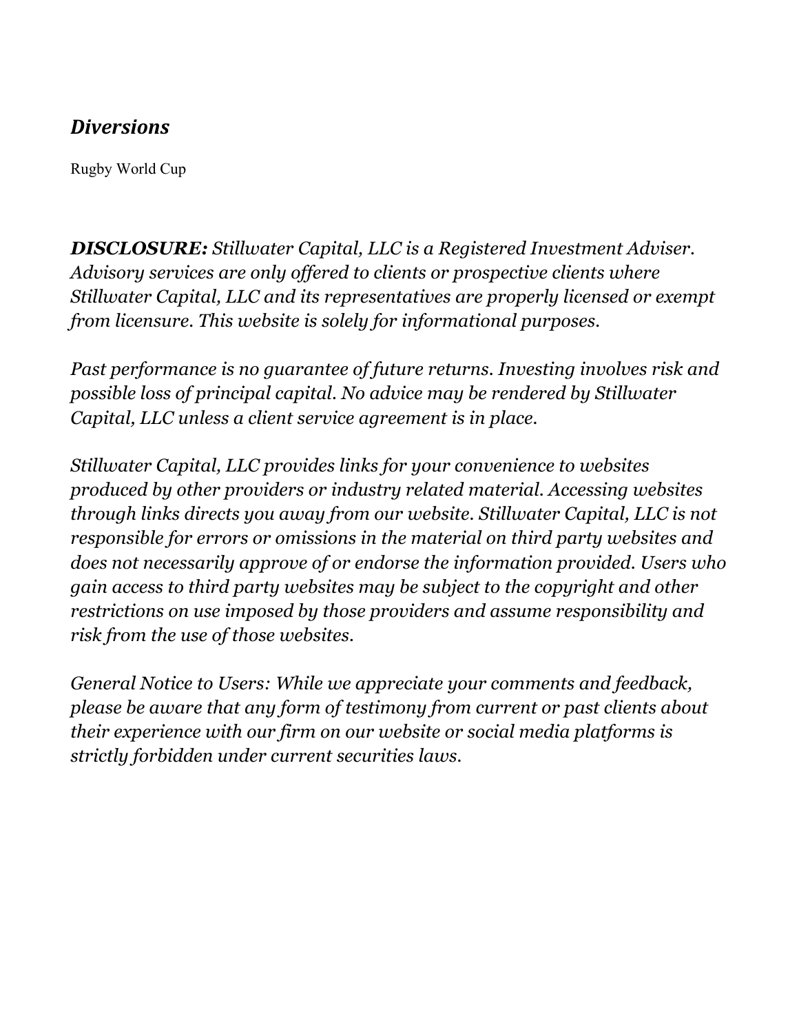## *Diversions*

Rugby World Cup

***DISCLOSURE:*** *Stillwater Capital, LLC is a Registered Investment Adviser. Advisory services are only offered to clients or prospective clients where Stillwater Capital, LLC and its representatives are properly licensed or exempt from licensure. This website is solely for informational purposes.*

*Past performance is no guarantee of future returns. Investing involves risk and possible loss of principal capital. No advice may be rendered by Stillwater Capital, LLC unless a client service agreement is in place.*

*Stillwater Capital, LLC provides links for your convenience to websites produced by other providers or industry related material. Accessing websites through links directs you away from our website. Stillwater Capital, LLC is not responsible for errors or omissions in the material on third party websites and does not necessarily approve of or endorse the information provided. Users who gain access to third party websites may be subject to the copyright and other restrictions on use imposed by those providers and assume responsibility and risk from the use of those websites.*

*General Notice to Users: While we appreciate your comments and feedback, please be aware that any form of testimony from current or past clients about their experience with our firm on our website or social media platforms is strictly forbidden under current securities laws.*